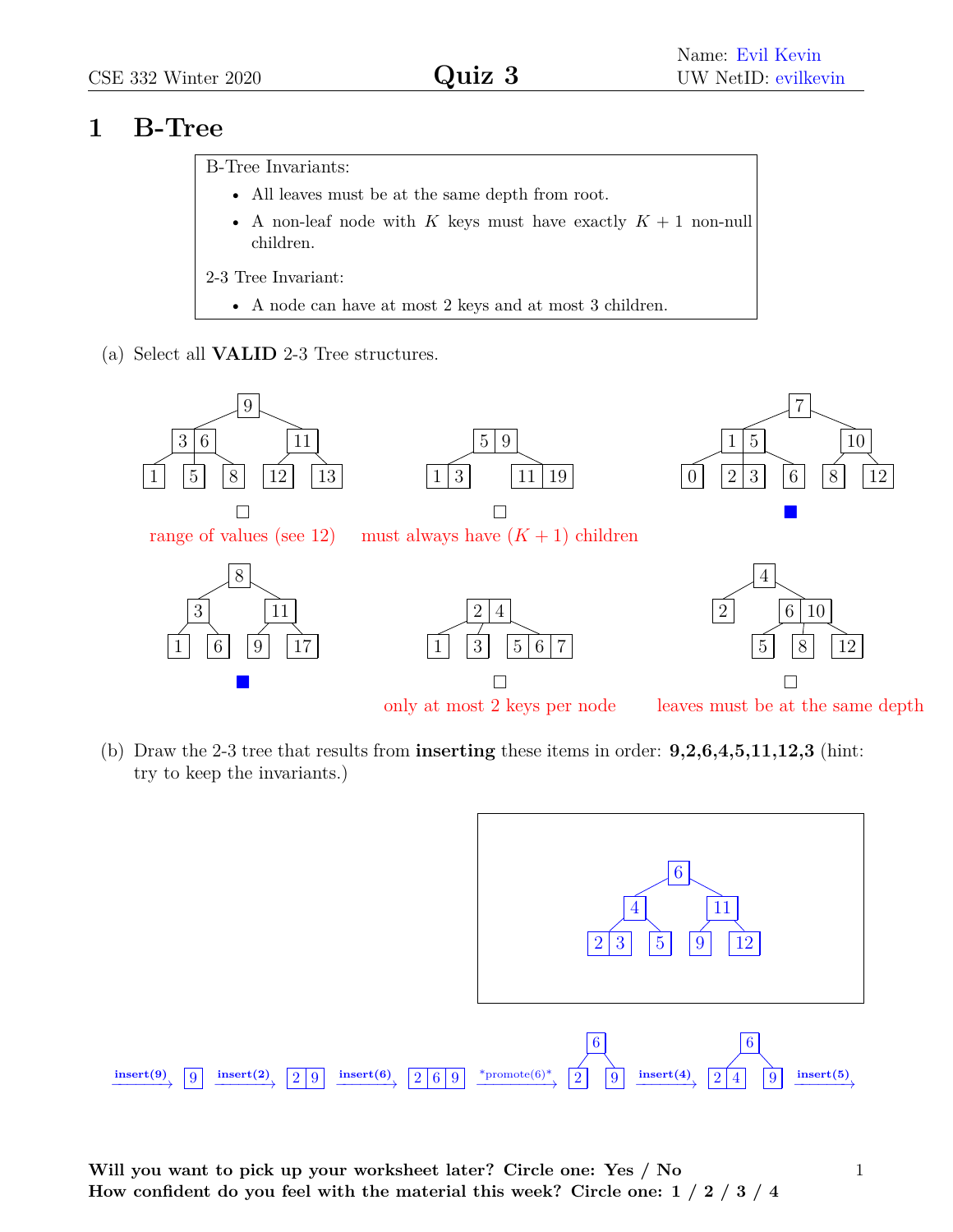Name: Evil Kevin
UW NetID: evilkevin

# Quiz 3

## 1 B-Tree

B-Tree Invariants:

- All leaves must be at the same depth from root.
- A non-leaf node with $K$ keys must have exactly $K+1$ non-null children.

2-3 Tree Invariant:

- A node can have at most 2 keys and at most 3 children.

(a) Select all **VALID** 2-3 Tree structures.

- ☐ range of values (see 12)
- ☐ must always have $(K+1)$ children
- ■
- ■
- ☐ only at most 2 keys per node
- ☐ leaves must be at the same depth

(b) Draw the 2-3 tree that results from **inserting** these items in order: **9,2,6,4,5,11,12,3** (hint: try to keep the invariants.)

insert(9) → insert(2) → insert(6) → *promote(6)* → insert(4) → insert(5) →

**Will you want to pick up your worksheet later? Circle one: Yes / No**
**How confident do you feel with the material this week? Circle one: 1 / 2 / 3 / 4**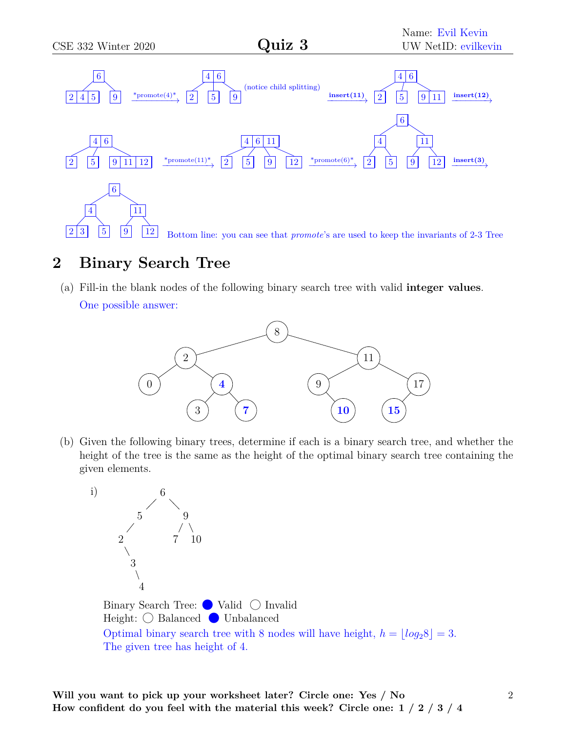Name: Evil Kevin
UW NetID: evilkevin

```
        [6]                              [4|6]                                    [4|6]
       /    \        *promote(4)*       /  |  \    (notice child splitting)      /  |  \         insert(12)
[2|4|5]    [9]      ----------->      [2] [5] [9]               insert(11)     [2] [5] [9|11]  ---------->
                                                                -------->

    [4|6]                            [4|6|11]                            [6]
   /  |  \        *promote(11)*     /  |  |  \     *promote(6)*        /     \          insert(3)
 [2] [5] [9|11|12] ---------->    [2] [5] [9] [12]  ---------->      [4]     [11]      -------->
                                                                    /   \    /   \
                                                                  [2]  [5] [9]  [12]

          [6]
        /     \
      [4]     [11]
     /   \    /   \
  [2|3] [5] [9]  [12]
```

Bottom line: you can see that *promote*'s are used to keep the invariants of 2-3 Tree

## 2 Binary Search Tree

(a) Fill-in the blank nodes of the following binary search tree with valid **integer values**.

One possible answer:

```
                8
            /       \
          2           11
        /   \        /   \
       0     4      9     17
            / \      \    /
           3   7     10  15
```

(b) Given the following binary trees, determine if each is a binary search tree, and whether the height of the tree is the same as the height of the optimal binary search tree containing the given elements.

i)

```
        6
       / \
      5   9
     /   / \
    2   7   10
     \
      3
       \
        4
```

Binary Search Tree: ● Valid ○ Invalid
Height: ○ Balanced ● Unbalanced

Optimal binary search tree with 8 nodes will have height, $h = \lfloor log_2 8 \rfloor = 3$.
The given tree has height of 4.

**Will you want to pick up your worksheet later? Circle one: Yes / No**
**How confident do you feel with the material this week? Circle one: 1 / 2 / 3 / 4**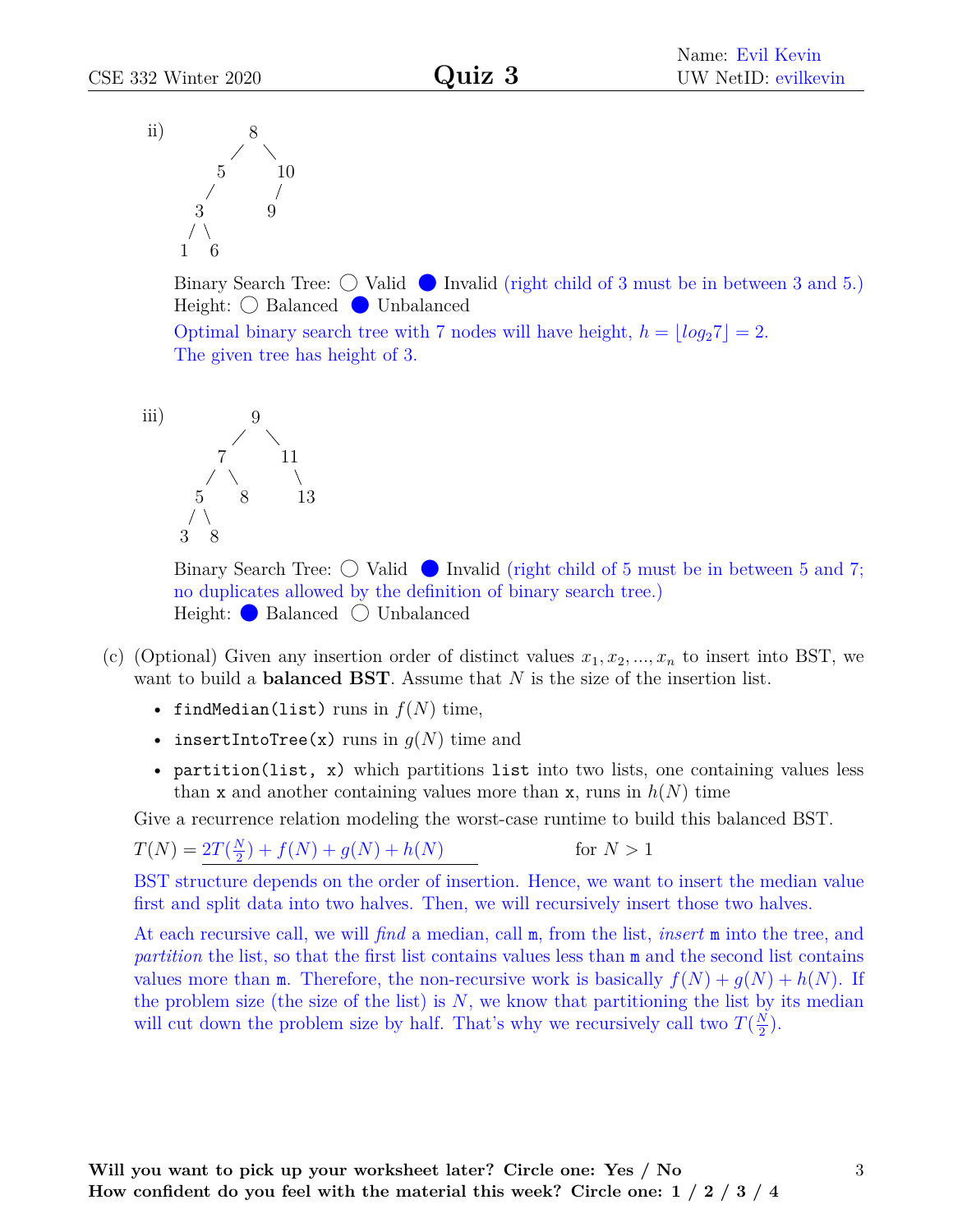ii)

```
        8
       / \
      5   10
     /   /
    3   9
   / \
  1   6
```

Binary Search Tree: ○ Valid ● Invalid (right child of 3 must be in between 3 and 5.)
Height: ○ Balanced ● Unbalanced

Optimal binary search tree with 7 nodes will have height, $h = \lfloor log_2 7 \rfloor = 2$.
The given tree has height of 3.

iii)

```
        9
       / \
      7   11
     / \    \
    5   8    13
   / \
  3   8
```

Binary Search Tree: ○ Valid ● Invalid (right child of 5 must be in between 5 and 7; no duplicates allowed by the definition of binary search tree.)
Height: ● Balanced ○ Unbalanced

(c) (Optional) Given any insertion order of distinct values $x_1, x_2, ..., x_n$ to insert into BST, we want to build a **balanced BST**. Assume that $N$ is the size of the insertion list.

- `findMedian(list)` runs in $f(N)$ time,
- `insertIntoTree(x)` runs in $g(N)$ time and
- `partition(list, x)` which partitions `list` into two lists, one containing values less than `x` and another containing values more than `x`, runs in $h(N)$ time

Give a recurrence relation modeling the worst-case runtime to build this balanced BST.

$T(N) = 2T(\frac{N}{2}) + f(N) + g(N) + h(N)$ for $N > 1$

BST structure depends on the order of insertion. Hence, we want to insert the median value first and split data into two halves. Then, we will recursively insert those two halves.

At each recursive call, we will *find* a median, call `m`, from the list, *insert* `m` into the tree, and *partition* the list, so that the first list contains values less than `m` and the second list contains values more than `m`. Therefore, the non-recursive work is basically $f(N) + g(N) + h(N)$. If the problem size (the size of the list) is $N$, we know that partitioning the list by its median will cut down the problem size by half. That's why we recursively call two $T(\frac{N}{2})$.

**Will you want to pick up your worksheet later? Circle one: Yes / No**
**How confident do you feel with the material this week? Circle one: 1 / 2 / 3 / 4**